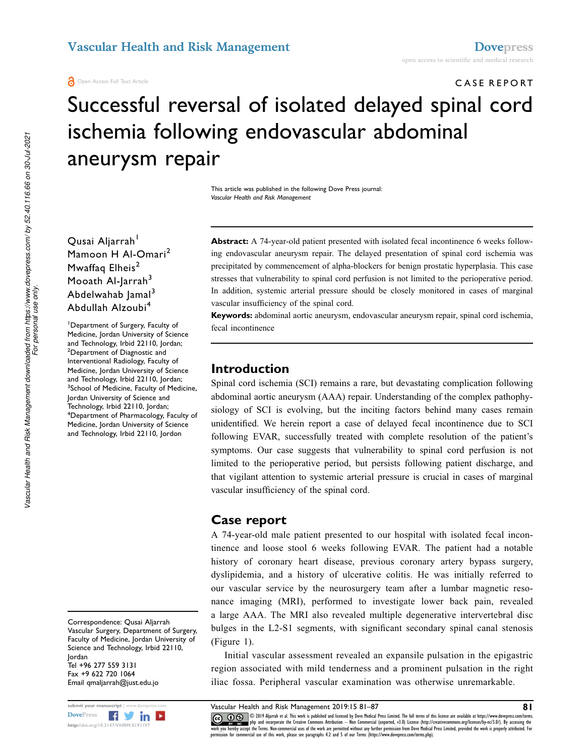CASE REPORT

# Successful reversal of isolated delayed spinal cord ischemia following endovascular abdominal aneurysm repair

This article was published in the following Dove Press journal:
*Vascular Health and Risk Management*

Qusai Aljarrah[1]
Mamoon H Al-Omari[2]
Mwaffaq Elheis[2]
Mooath Al-Jarrah[3]
Abdelwahab Jamal[3]
Abdullah Alzoubi[4]

[1]Department of Surgery, Faculty of Medicine, Jordan University of Science and Technology, Irbid 22110, Jordan; [2]Department of Diagnostic and Interventional Radiology, Faculty of Medicine, Jordan University of Science and Technology, Irbid 22110, Jordan; [3]School of Medicine, Faculty of Medicine, Jordan University of Science and Technology, Irbid 22110, Jordan; [4]Department of Pharmacology, Faculty of Medicine, Jordan University of Science and Technology, Irbid 22110, Jordon

Correspondence: Qusai Aljarrah
Vascular Surgery, Department of Surgery, Faculty of Medicine, Jordan University of Science and Technology, Irbid 22110, Jordan
Tel +96 277 559 3131
Fax +9 622 720 1064
Email qmaljarrah@just.edu.jo

**Abstract:** A 74-year-old patient presented with isolated fecal incontinence 6 weeks following endovascular aneurysm repair. The delayed presentation of spinal cord ischemia was precipitated by commencement of alpha-blockers for benign prostatic hyperplasia. This case stresses that vulnerability to spinal cord perfusion is not limited to the perioperative period. In addition, systemic arterial pressure should be closely monitored in cases of marginal vascular insufficiency of the spinal cord.

**Keywords:** abdominal aortic aneurysm, endovascular aneurysm repair, spinal cord ischemia, fecal incontinence

## Introduction

Spinal cord ischemia (SCI) remains a rare, but devastating complication following abdominal aortic aneurysm (AAA) repair. Understanding of the complex pathophysiology of SCI is evolving, but the inciting factors behind many cases remain unidentified. We herein report a case of delayed fecal incontinence due to SCI following EVAR, successfully treated with complete resolution of the patient's symptoms. Our case suggests that vulnerability to spinal cord perfusion is not limited to the perioperative period, but persists following patient discharge, and that vigilant attention to systemic arterial pressure is crucial in cases of marginal vascular insufficiency of the spinal cord.

## Case report

A 74-year-old male patient presented to our hospital with isolated fecal incontinence and loose stool 6 weeks following EVAR. The patient had a notable history of coronary heart disease, previous coronary artery bypass surgery, dyslipidemia, and a history of ulcerative colitis. He was initially referred to our vascular service by the neurosurgery team after a lumbar magnetic resonance imaging (MRI), performed to investigate lower back pain, revealed a large AAA. The MRI also revealed multiple degenerative intervertebral disc bulges in the L2-S1 segments, with significant secondary spinal canal stenosis (Figure 1).

Initial vascular assessment revealed an expansile pulsation in the epigastric region associated with mild tenderness and a prominent pulsation in the right iliac fossa. Peripheral vascular examination was otherwise unremarkable.

submit your manuscript | www.dovepress.com
DovePress
http://doi.org/10.2147/VHRM.S191197

© 2019 Aljarrah et al. This work is published and licensed by Dove Medical Press Limited. The full terms of this license are available at https://www.dovepress.com/terms.php and incorporate the Creative Commons Attribution – Non Commercial (unported, v3.0) License (http://creativecommons.org/licenses/by-nc/3.0/). By accessing the work you hereby accept the Terms. Non-commercial uses of the work are permitted without any further permission from Dove Medical Press Limited, provided the work is properly attributed. For permission for commercial use of this work, please see paragraphs 4.2 and 5 of our Terms (https://www.dovepress.com/terms.php).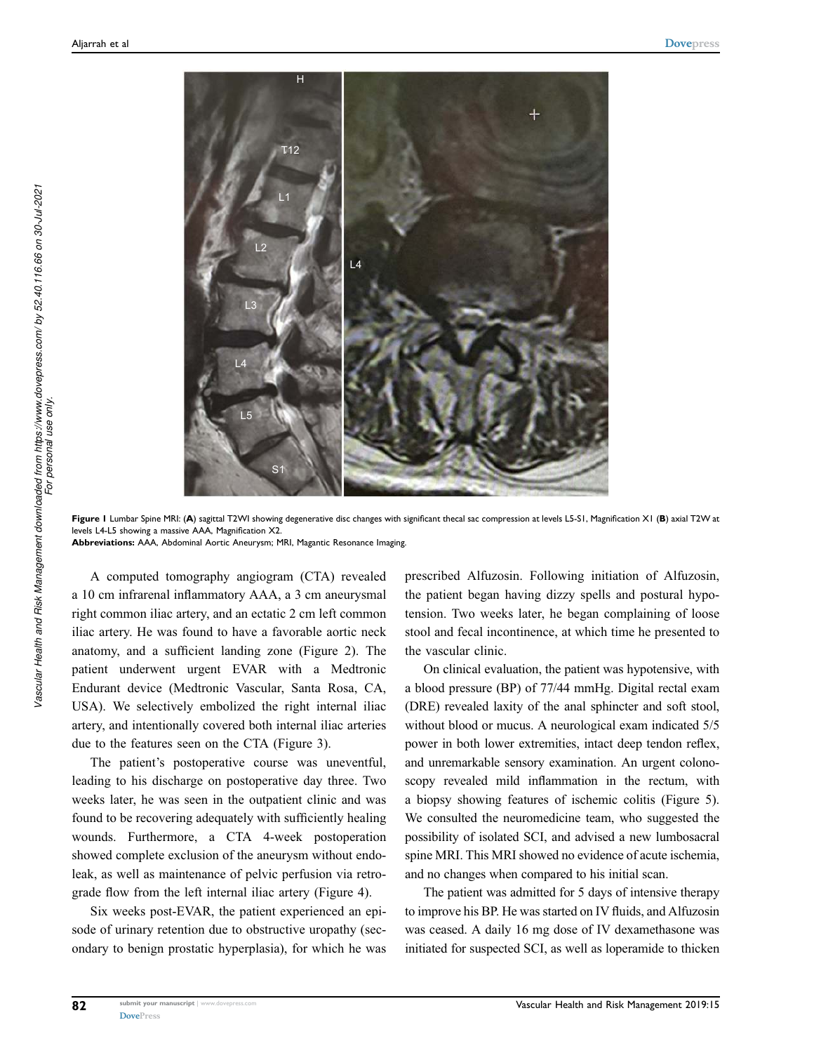**Figure 1** Lumbar Spine MRI: (**A**) sagittal T2WI showing degenerative disc changes with significant thecal sac compression at levels L5-S1, Magnification X1 (**B**) axial T2W at levels L4-L5 showing a massive AAA, Magnification X2.

**Abbreviations:** AAA, Abdominal Aortic Aneurysm; MRI, Magantic Resonance Imaging.

A computed tomography angiogram (CTA) revealed a 10 cm infrarenal inflammatory AAA, a 3 cm aneurysmal right common iliac artery, and an ectatic 2 cm left common iliac artery. He was found to have a favorable aortic neck anatomy, and a sufficient landing zone (Figure 2). The patient underwent urgent EVAR with a Medtronic Endurant device (Medtronic Vascular, Santa Rosa, CA, USA). We selectively embolized the right internal iliac artery, and intentionally covered both internal iliac arteries due to the features seen on the CTA (Figure 3).

The patient's postoperative course was uneventful, leading to his discharge on postoperative day three. Two weeks later, he was seen in the outpatient clinic and was found to be recovering adequately with sufficiently healing wounds. Furthermore, a CTA 4-week postoperation showed complete exclusion of the aneurysm without endoleak, as well as maintenance of pelvic perfusion via retrograde flow from the left internal iliac artery (Figure 4).

Six weeks post-EVAR, the patient experienced an episode of urinary retention due to obstructive uropathy (secondary to benign prostatic hyperplasia), for which he was prescribed Alfuzosin. Following initiation of Alfuzosin, the patient began having dizzy spells and postural hypotension. Two weeks later, he began complaining of loose stool and fecal incontinence, at which time he presented to the vascular clinic.

On clinical evaluation, the patient was hypotensive, with a blood pressure (BP) of 77/44 mmHg. Digital rectal exam (DRE) revealed laxity of the anal sphincter and soft stool, without blood or mucus. A neurological exam indicated 5/5 power in both lower extremities, intact deep tendon reflex, and unremarkable sensory examination. An urgent colonoscopy revealed mild inflammation in the rectum, with a biopsy showing features of ischemic colitis (Figure 5). We consulted the neuromedicine team, who suggested the possibility of isolated SCI, and advised a new lumbosacral spine MRI. This MRI showed no evidence of acute ischemia, and no changes when compared to his initial scan.

The patient was admitted for 5 days of intensive therapy to improve his BP. He was started on IV fluids, and Alfuzosin was ceased. A daily 16 mg dose of IV dexamethasone was initiated for suspected SCI, as well as loperamide to thicken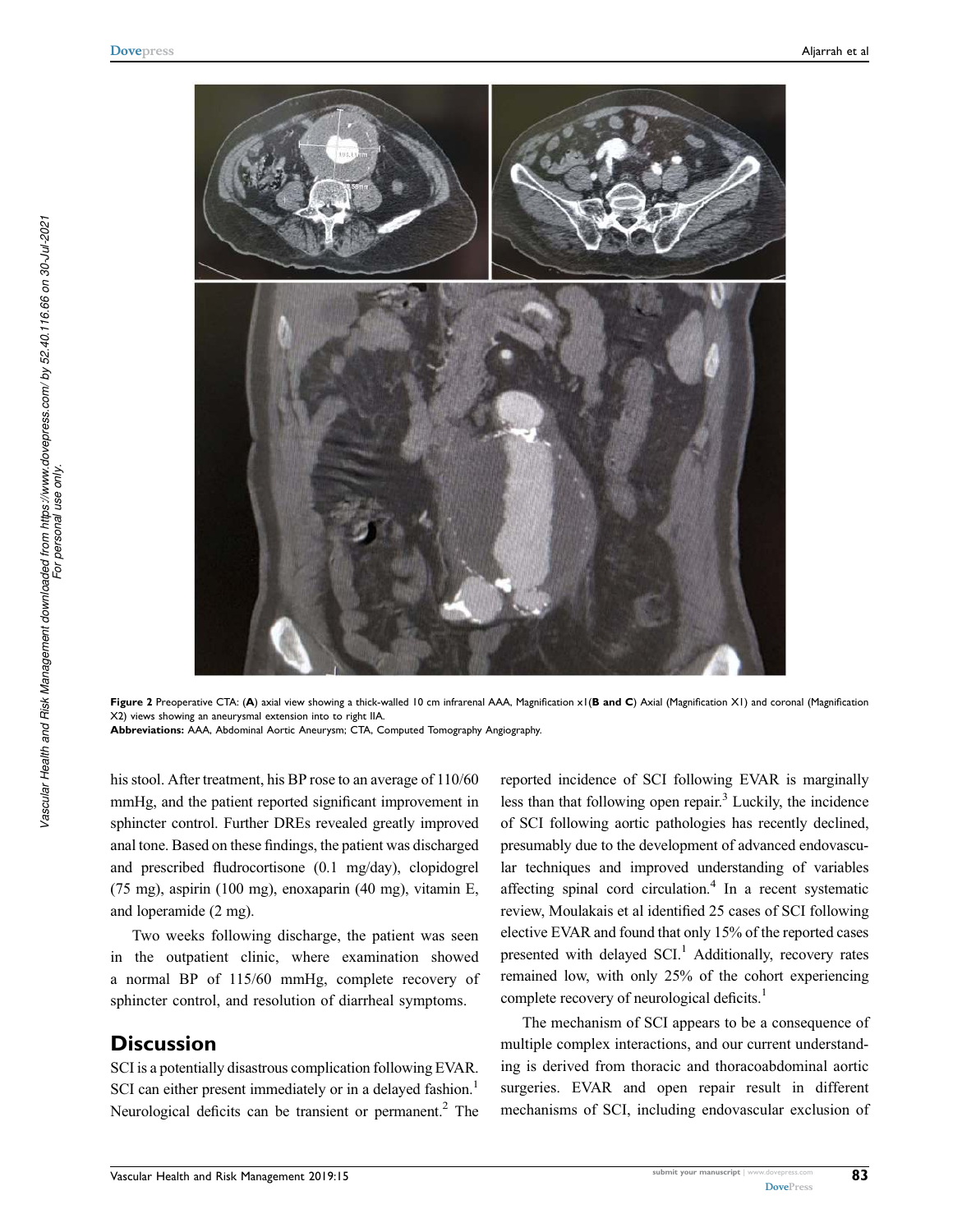**Figure 2** Preoperative CTA: (**A**) axial view showing a thick-walled 10 cm infrarenal AAA, Magnification x1(**B and C**) Axial (Magnification X1) and coronal (Magnification X2) views showing an aneurysmal extension into to right IIA.

**Abbreviations:** AAA, Abdominal Aortic Aneurysm; CTA, Computed Tomography Angiography.

his stool. After treatment, his BP rose to an average of 110/60 mmHg, and the patient reported significant improvement in sphincter control. Further DREs revealed greatly improved anal tone. Based on these findings, the patient was discharged and prescribed fludrocortisone (0.1 mg/day), clopidogrel (75 mg), aspirin (100 mg), enoxaparin (40 mg), vitamin E, and loperamide (2 mg).

Two weeks following discharge, the patient was seen in the outpatient clinic, where examination showed a normal BP of 115/60 mmHg, complete recovery of sphincter control, and resolution of diarrheal symptoms.

## Discussion

SCI is a potentially disastrous complication following EVAR. SCI can either present immediately or in a delayed fashion.[1] Neurological deficits can be transient or permanent.[2] The reported incidence of SCI following EVAR is marginally less than that following open repair.[3] Luckily, the incidence of SCI following aortic pathologies has recently declined, presumably due to the development of advanced endovascular techniques and improved understanding of variables affecting spinal cord circulation.[4] In a recent systematic review, Moulakais et al identified 25 cases of SCI following elective EVAR and found that only 15% of the reported cases presented with delayed SCI.[1] Additionally, recovery rates remained low, with only 25% of the cohort experiencing complete recovery of neurological deficits.[1]

The mechanism of SCI appears to be a consequence of multiple complex interactions, and our current understanding is derived from thoracic and thoracoabdominal aortic surgeries. EVAR and open repair result in different mechanisms of SCI, including endovascular exclusion of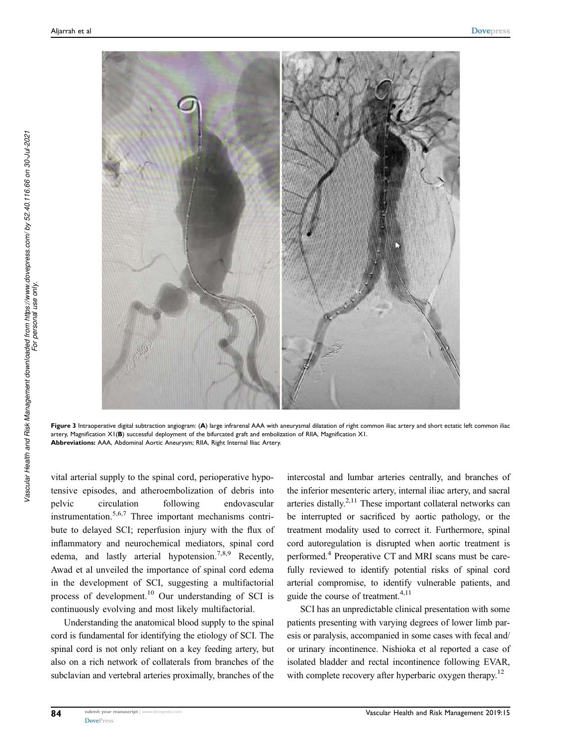**Figure 3** Intraoperative digital subtraction angiogram: (**A**) large infrarenal AAA with aneurysmal dilatation of right common iliac artery and short ectatic left common iliac artery, Magnification X1(**B**) successful deployment of the bifurcated graft and embolization of RIIA, Magnification X1.
**Abbreviations:** AAA, Abdominal Aortic Aneurysm; RIIA, Right Internal Iliac Artery.

vital arterial supply to the spinal cord, perioperative hypotensive episodes, and atheroembolization of debris into pelvic circulation following endovascular instrumentation.[5,6,7] Three important mechanisms contribute to delayed SCI; reperfusion injury with the flux of inflammatory and neurochemical mediators, spinal cord edema, and lastly arterial hypotension.[7,8,9] Recently, Awad et al unveiled the importance of spinal cord edema in the development of SCI, suggesting a multifactorial process of development.[10] Our understanding of SCI is continuously evolving and most likely multifactorial.

Understanding the anatomical blood supply to the spinal cord is fundamental for identifying the etiology of SCI. The spinal cord is not only reliant on a key feeding artery, but also on a rich network of collaterals from branches of the subclavian and vertebral arteries proximally, branches of the intercostal and lumbar arteries centrally, and branches of the inferior mesenteric artery, internal iliac artery, and sacral arteries distally.[2,11] These important collateral networks can be interrupted or sacrificed by aortic pathology, or the treatment modality used to correct it. Furthermore, spinal cord autoregulation is disrupted when aortic treatment is performed.[4] Preoperative CT and MRI scans must be carefully reviewed to identify potential risks of spinal cord arterial compromise, to identify vulnerable patients, and guide the course of treatment.[4,11]

SCI has an unpredictable clinical presentation with some patients presenting with varying degrees of lower limb paresis or paralysis, accompanied in some cases with fecal and/or urinary incontinence. Nishioka et al reported a case of isolated bladder and rectal incontinence following EVAR, with complete recovery after hyperbaric oxygen therapy.[12]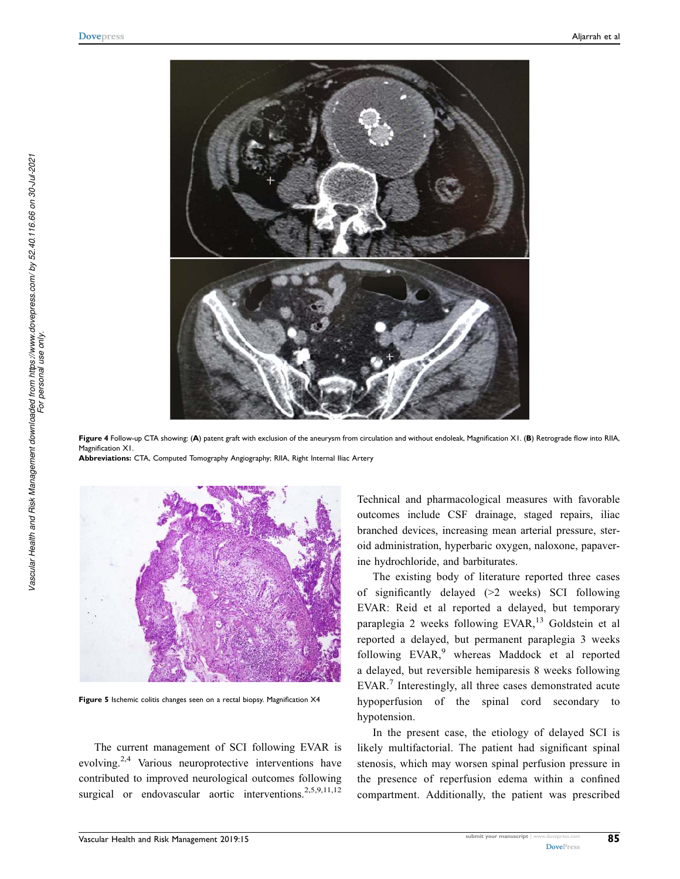**Figure 4** Follow-up CTA showing: (**A**) patent graft with exclusion of the aneurysm from circulation and without endoleak, Magnification X1. (**B**) Retrograde flow into RIIA, Magnification X1.

**Abbreviations:** CTA, Computed Tomography Angiography; RIIA, Right Internal Iliac Artery

**Figure 5** Ischemic colitis changes seen on a rectal biopsy. Magnification X4

The current management of SCI following EVAR is evolving.[2,4] Various neuroprotective interventions have contributed to improved neurological outcomes following surgical or endovascular aortic interventions.[2,5,9,11,12] Technical and pharmacological measures with favorable outcomes include CSF drainage, staged repairs, iliac branched devices, increasing mean arterial pressure, steroid administration, hyperbaric oxygen, naloxone, papaverine hydrochloride, and barbiturates.

The existing body of literature reported three cases of significantly delayed (>2 weeks) SCI following EVAR: Reid et al reported a delayed, but temporary paraplegia 2 weeks following EVAR,[13] Goldstein et al reported a delayed, but permanent paraplegia 3 weeks following EVAR,[9] whereas Maddock et al reported a delayed, but reversible hemiparesis 8 weeks following EVAR.[7] Interestingly, all three cases demonstrated acute hypoperfusion of the spinal cord secondary to hypotension.

In the present case, the etiology of delayed SCI is likely multifactorial. The patient had significant spinal stenosis, which may worsen spinal perfusion pressure in the presence of reperfusion edema within a confined compartment. Additionally, the patient was prescribed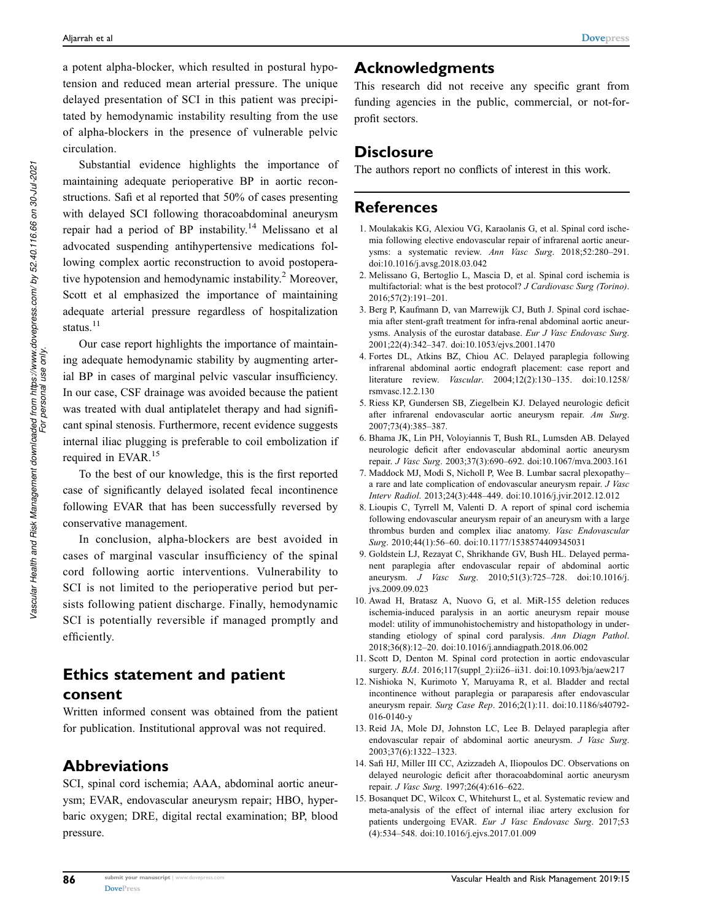a potent alpha-blocker, which resulted in postural hypotension and reduced mean arterial pressure. The unique delayed presentation of SCI in this patient was precipitated by hemodynamic instability resulting from the use of alpha-blockers in the presence of vulnerable pelvic circulation.

Substantial evidence highlights the importance of maintaining adequate perioperative BP in aortic reconstructions. Safi et al reported that 50% of cases presenting with delayed SCI following thoracoabdominal aneurysm repair had a period of BP instability.[14] Melissano et al advocated suspending antihypertensive medications following complex aortic reconstruction to avoid postoperative hypotension and hemodynamic instability.[2] Moreover, Scott et al emphasized the importance of maintaining adequate arterial pressure regardless of hospitalization status.[11]

Our case report highlights the importance of maintaining adequate hemodynamic stability by augmenting arterial BP in cases of marginal pelvic vascular insufficiency. In our case, CSF drainage was avoided because the patient was treated with dual antiplatelet therapy and had significant spinal stenosis. Furthermore, recent evidence suggests internal iliac plugging is preferable to coil embolization if required in EVAR.[15]

To the best of our knowledge, this is the first reported case of significantly delayed isolated fecal incontinence following EVAR that has been successfully reversed by conservative management.

In conclusion, alpha-blockers are best avoided in cases of marginal vascular insufficiency of the spinal cord following aortic interventions. Vulnerability to SCI is not limited to the perioperative period but persists following patient discharge. Finally, hemodynamic SCI is potentially reversible if managed promptly and efficiently.

## Ethics statement and patient consent

Written informed consent was obtained from the patient for publication. Institutional approval was not required.

## Abbreviations

SCI, spinal cord ischemia; AAA, abdominal aortic aneurysm; EVAR, endovascular aneurysm repair; HBO, hyperbaric oxygen; DRE, digital rectal examination; BP, blood pressure.

## Acknowledgments

This research did not receive any specific grant from funding agencies in the public, commercial, or not-for-profit sectors.

## Disclosure

The authors report no conflicts of interest in this work.

## References

1. Moulakakis KG, Alexiou VG, Karaolanis G, et al. Spinal cord ischemia following elective endovascular repair of infrarenal aortic aneurysms: a systematic review. *Ann Vasc Surg*. 2018;52:280–291. doi:10.1016/j.avsg.2018.03.042
2. Melissano G, Bertoglio L, Mascia D, et al. Spinal cord ischemia is multifactorial: what is the best protocol? *J Cardiovasc Surg (Torino)*. 2016;57(2):191–201.
3. Berg P, Kaufmann D, van Marrewijk CJ, Buth J. Spinal cord ischaemia after stent-graft treatment for infra-renal abdominal aortic aneurysms. Analysis of the eurostar database. *Eur J Vasc Endovasc Surg*. 2001;22(4):342–347. doi:10.1053/ejvs.2001.1470
4. Fortes DL, Atkins BZ, Chiou AC. Delayed paraplegia following infrarenal abdominal aortic endograft placement: case report and literature review. *Vascular*. 2004;12(2):130–135. doi:10.1258/rsmvasc.12.2.130
5. Riess KP, Gundersen SB, Ziegelbein KJ. Delayed neurologic deficit after endovascular aortic aneurysm repair. *Am Surg*. 2007;73(4):385–387.
6. Bhama JK, Lin PH, Voloyiannis T, Bush RL, Lumsden AB. Delayed neurologic deficit after endovascular abdominal aortic aneurysm repair. *J Vasc Surg*. 2003;37(3):690–692. doi:10.1067/mva.2003.161
7. Maddock MJ, Modi S, Nicholl P, Wee B. Lumbar sacral plexopathy–a rare and late complication of endovascular aneurysm repair. *J Vasc Interv Radiol*. 2013;24(3):448–449. doi:10.1016/j.jvir.2012.12.012
8. Lioupis C, Tyrrell M, Valenti D. A report of spinal cord ischemia following endovascular aneurysm repair of an aneurysm with a large thrombus burden and complex iliac anatomy. *Vasc Endovascular Surg*. 2010;44(1):56–60. doi:10.1177/1538574409345031
9. Goldstein LJ, Rezayat C, Shrikhande GV, Bush HL. Delayed permanent paraplegia after endovascular repair of abdominal aortic aneurysm. *J Vasc Surg*. 2010;51(3):725–728. doi:10.1016/j.jvs.2009.09.023
10. Awad H, Bratasz A, Nuovo G, et al. MiR-155 deletion reduces ischemia-induced paralysis in an aortic aneurysm repair mouse model: utility of immunohistochemistry and histopathology in understanding etiology of spinal cord paralysis. *Ann Diagn Pathol*. 2018;36(8):12–20. doi:10.1016/j.anndiagpath.2018.06.002
11. Scott D, Denton M. Spinal cord protection in aortic endovascular surgery. *BJA*. 2016;117(suppl_2):ii26–ii31. doi:10.1093/bja/aew217
12. Nishioka N, Kurimoto Y, Maruyama R, et al. Bladder and rectal incontinence without paraplegia or paraparesis after endovascular aneurysm repair. *Surg Case Rep*. 2016;2(1):11. doi:10.1186/s40792-016-0140-y
13. Reid JA, Mole DJ, Johnston LC, Lee B. Delayed paraplegia after endovascular repair of abdominal aortic aneurysm. *J Vasc Surg*. 2003;37(6):1322–1323.
14. Safi HJ, Miller III CC, Azizzadeh A, Iliopoulos DC. Observations on delayed neurologic deficit after thoracoabdominal aortic aneurysm repair. *J Vasc Surg*. 1997;26(4):616–622.
15. Bosanquet DC, Wilcox C, Whitehurst L, et al. Systematic review and meta-analysis of the effect of internal iliac artery exclusion for patients undergoing EVAR. *Eur J Vasc Endovasc Surg*. 2017;53(4):534–548. doi:10.1016/j.ejvs.2017.01.009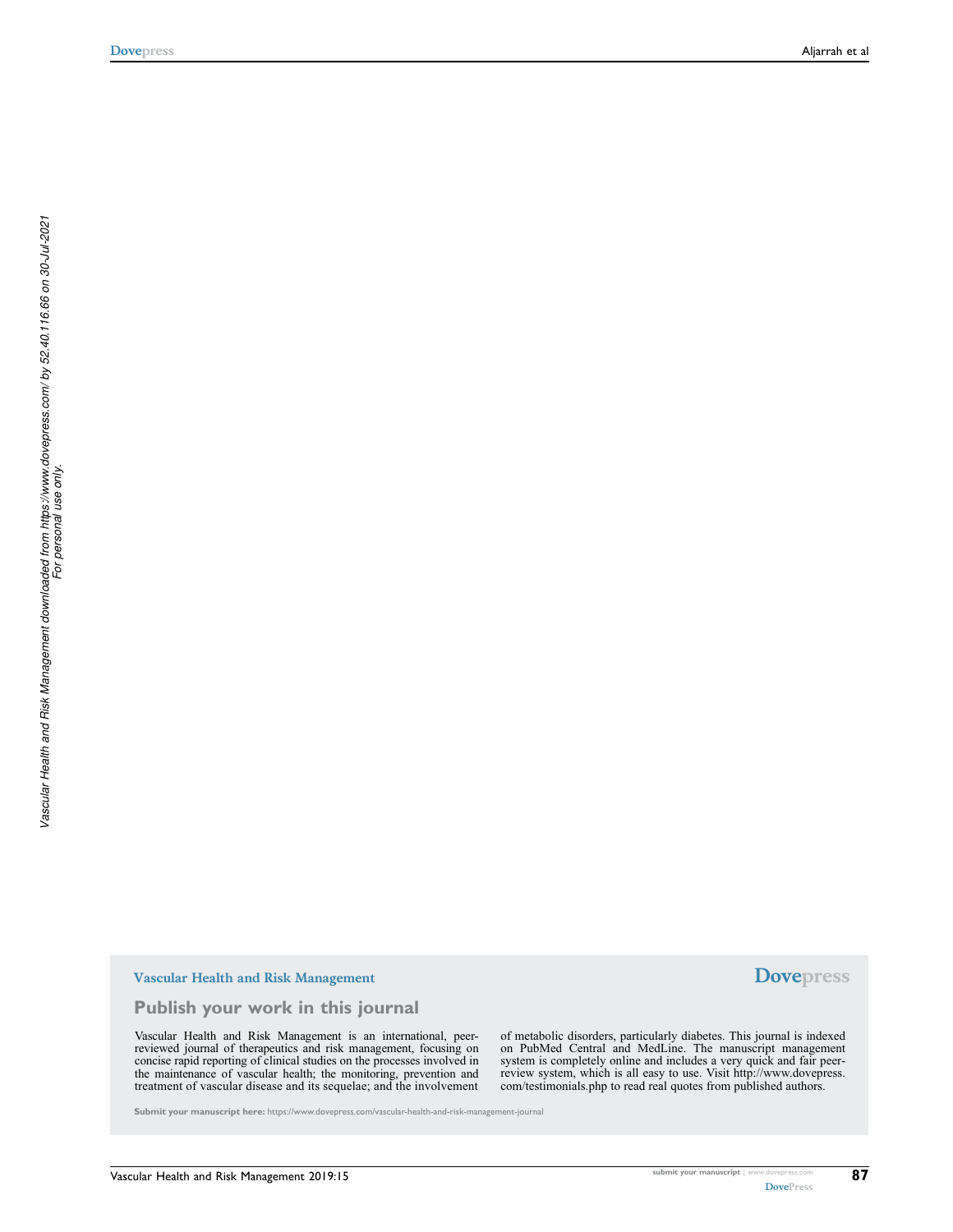## Vascular Health and Risk Management

**Dovepress**

### Publish your work in this journal

Vascular Health and Risk Management is an international, peer-reviewed journal of therapeutics and risk management, focusing on concise rapid reporting of clinical studies on the processes involved in the maintenance of vascular health; the monitoring, prevention and treatment of vascular disease and its sequelae; and the involvement of metabolic disorders, particularly diabetes. This journal is indexed on PubMed Central and MedLine. The manuscript management system is completely online and includes a very quick and fair peer-review system, which is all easy to use. Visit http://www.dovepress.com/testimonials.php to read real quotes from published authors.

**Submit your manuscript here:** https://www.dovepress.com/vascular-health-and-risk-management-journal